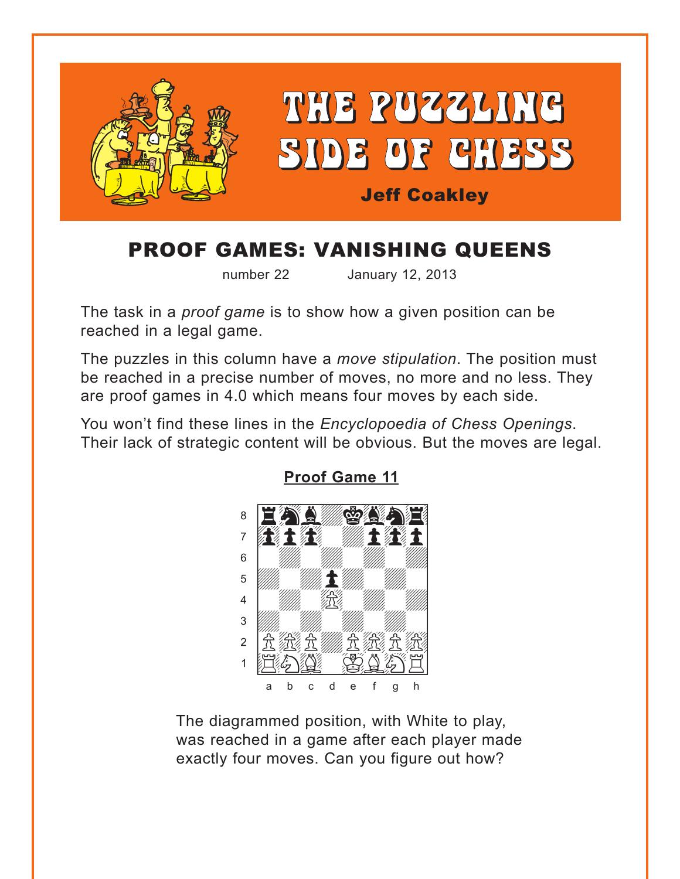# THE PUZZLING SIDE OF CHESS

**Jeff Coakley**

## PROOF GAMES: VANISHING QUEENS

number 22 January 12, 2013

The task in a *proof game* is to show how a given position can be reached in a legal game.

The puzzles in this column have a *move stipulation*. The position must be reached in a precise number of moves, no more and no less. They are proof games in 4.0 which means four moves by each side.

You won't find these lines in the *Encyclopoedia of Chess Openings*. Their lack of strategic content will be obvious. But the moves are legal.

### Proof Game 11

The diagrammed position, with White to play, was reached in a game after each player made exactly four moves. Can you figure out how?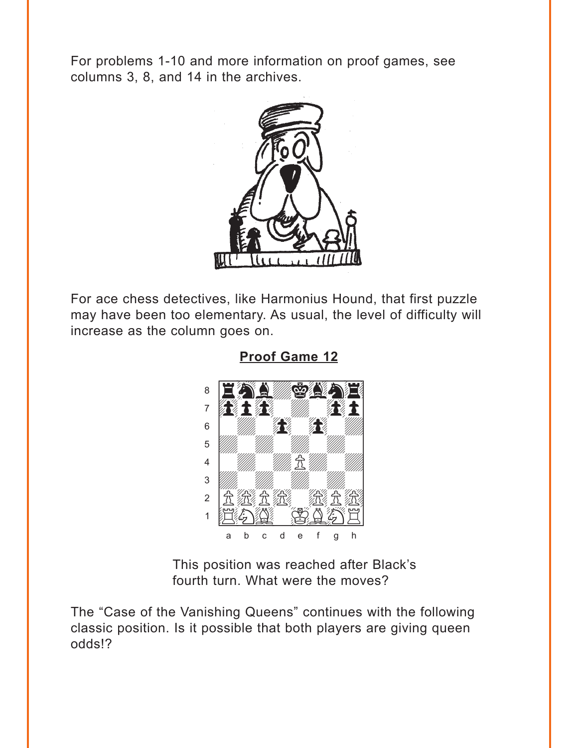For problems 1-10 and more information on proof games, see columns 3, 8, and 14 in the archives.

For ace chess detectives, like Harmonius Hound, that first puzzle may have been too elementary. As usual, the level of difficulty will increase as the column goes on.

**Proof Game 12**

This position was reached after Black's fourth turn. What were the moves?

The "Case of the Vanishing Queens" continues with the following classic position. Is it possible that both players are giving queen odds!?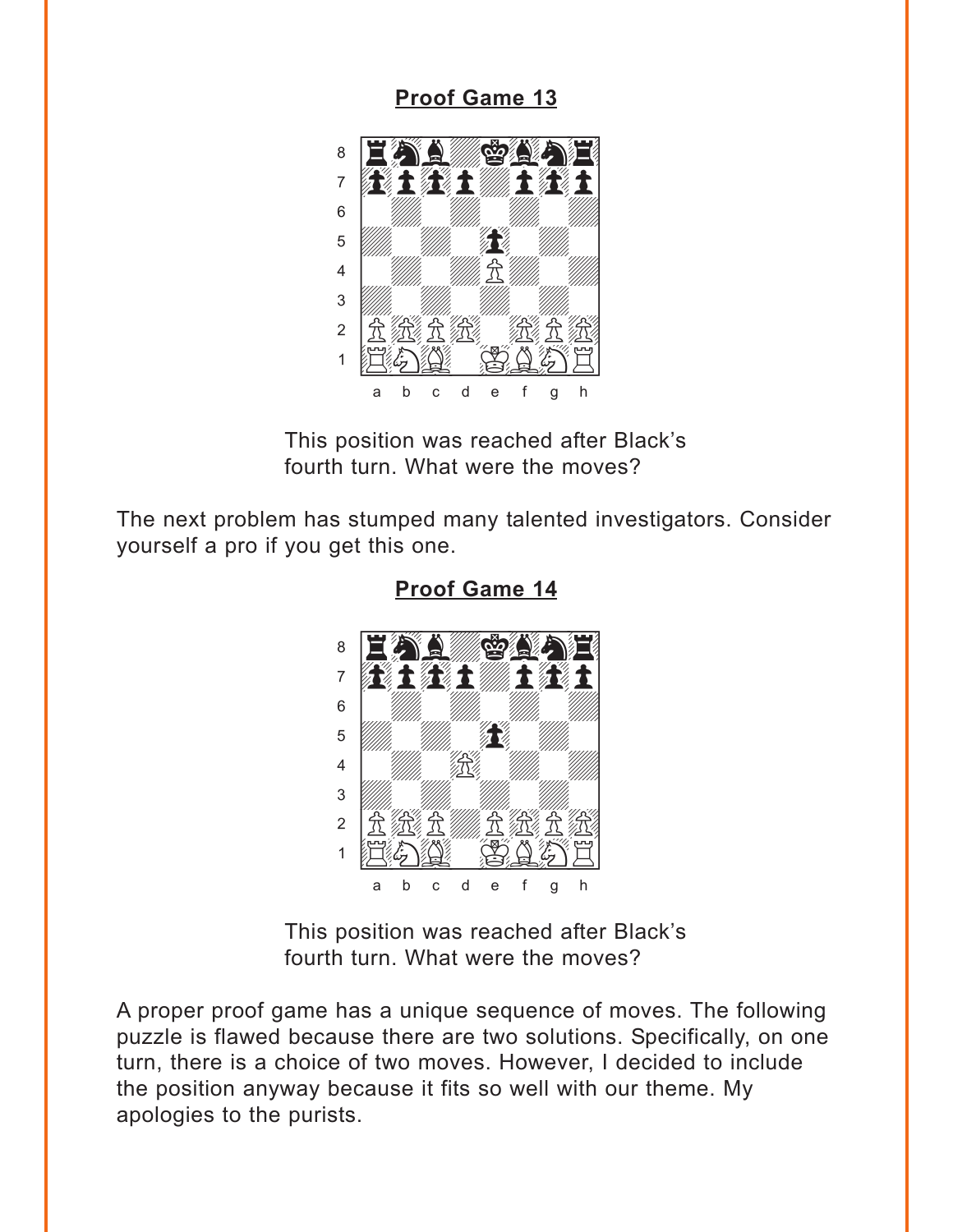## Proof Game 13

This position was reached after Black's fourth turn. What were the moves?

The next problem has stumped many talented investigators. Consider yourself a pro if you get this one.

## Proof Game 14

This position was reached after Black's fourth turn. What were the moves?

A proper proof game has a unique sequence of moves. The following puzzle is flawed because there are two solutions. Specifically, on one turn, there is a choice of two moves. However, I decided to include the position anyway because it fits so well with our theme. My apologies to the purists.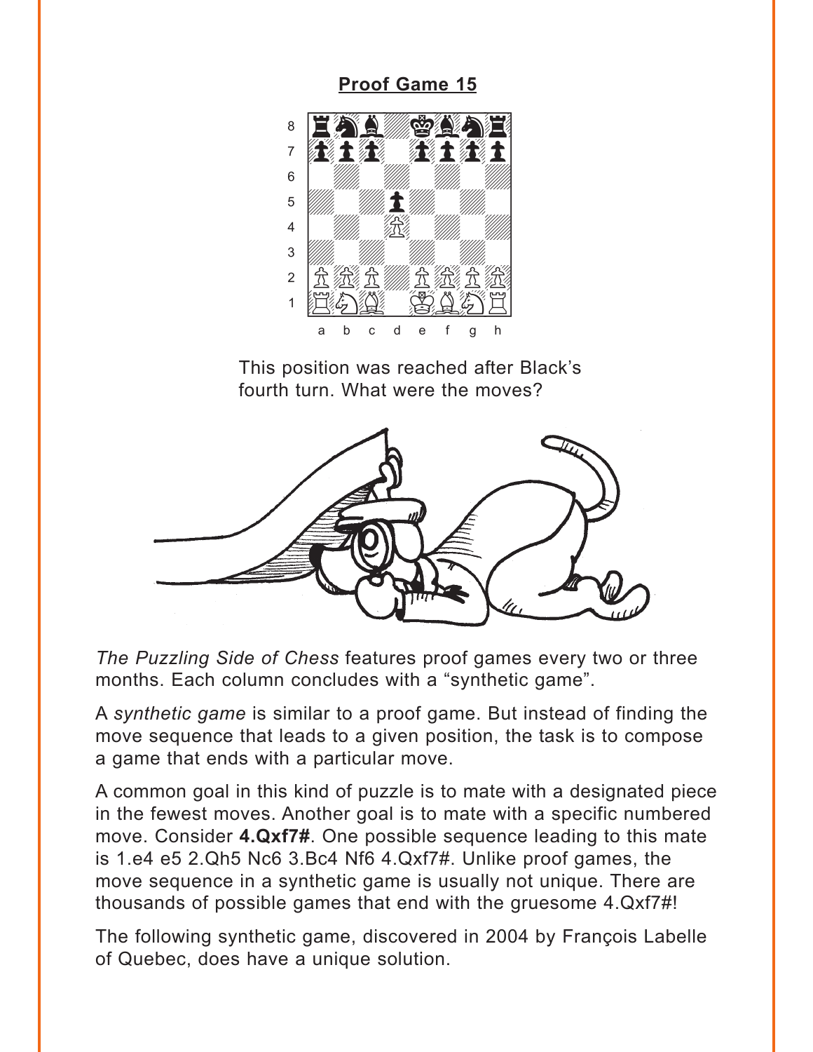## Proof Game 15

This position was reached after Black's fourth turn. What were the moves?

*The Puzzling Side of Chess* features proof games every two or three months. Each column concludes with a "synthetic game".

A *synthetic game* is similar to a proof game. But instead of finding the move sequence that leads to a given position, the task is to compose a game that ends with a particular move.

A common goal in this kind of puzzle is to mate with a designated piece in the fewest moves. Another goal is to mate with a specific numbered move. Consider **4.Qxf7#**. One possible sequence leading to this mate is 1.e4 e5 2.Qh5 Nc6 3.Bc4 Nf6 4.Qxf7#. Unlike proof games, the move sequence in a synthetic game is usually not unique. There are thousands of possible games that end with the gruesome 4.Qxf7#!

The following synthetic game, discovered in 2004 by François Labelle of Quebec, does have a unique solution.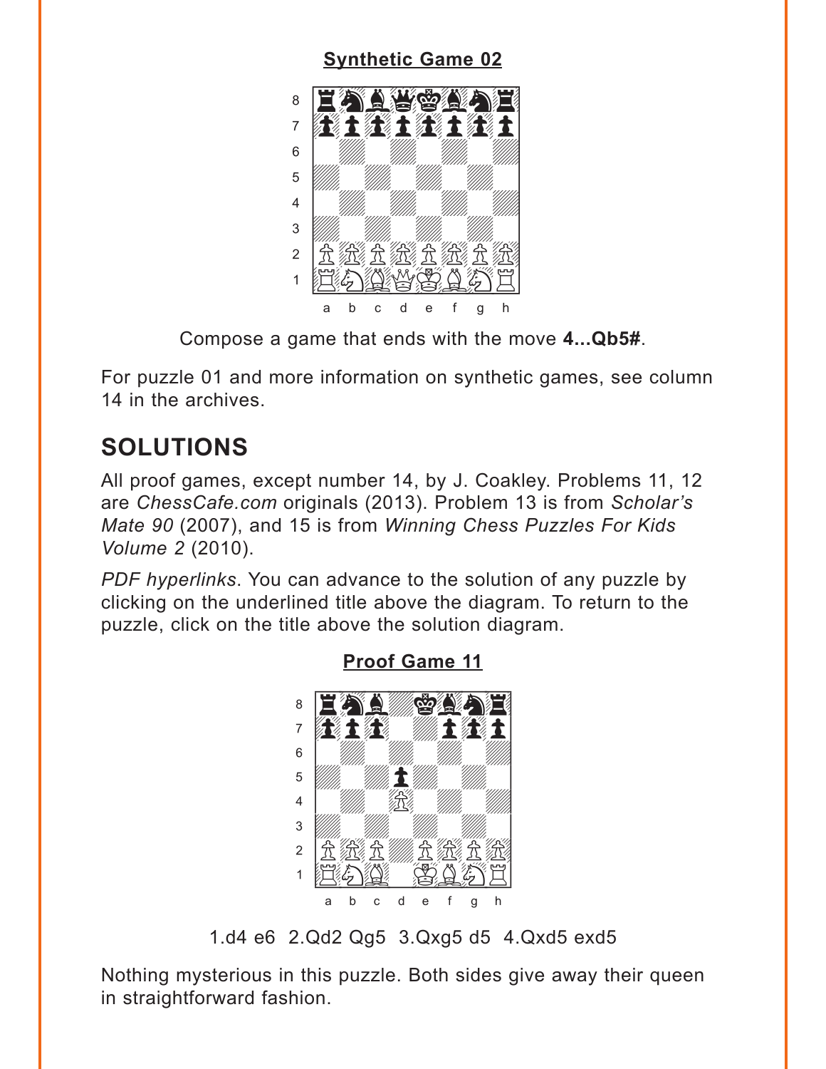**Synthetic Game 02**

Compose a game that ends with the move **4...Qb5#**.

For puzzle 01 and more information on synthetic games, see column 14 in the archives.

## SOLUTIONS

All proof games, except number 14, by J. Coakley. Problems 11, 12 are *ChessCafe.com* originals (2013). Problem 13 is from *Scholar's Mate 90* (2007), and 15 is from *Winning Chess Puzzles For Kids Volume 2* (2010).

*PDF hyperlinks*. You can advance to the solution of any puzzle by clicking on the underlined title above the diagram. To return to the puzzle, click on the title above the solution diagram.

**Proof Game 11**

1.d4 e6 2.Qd2 Qg5 3.Qxg5 d5 4.Qxd5 exd5

Nothing mysterious in this puzzle. Both sides give away their queen in straightforward fashion.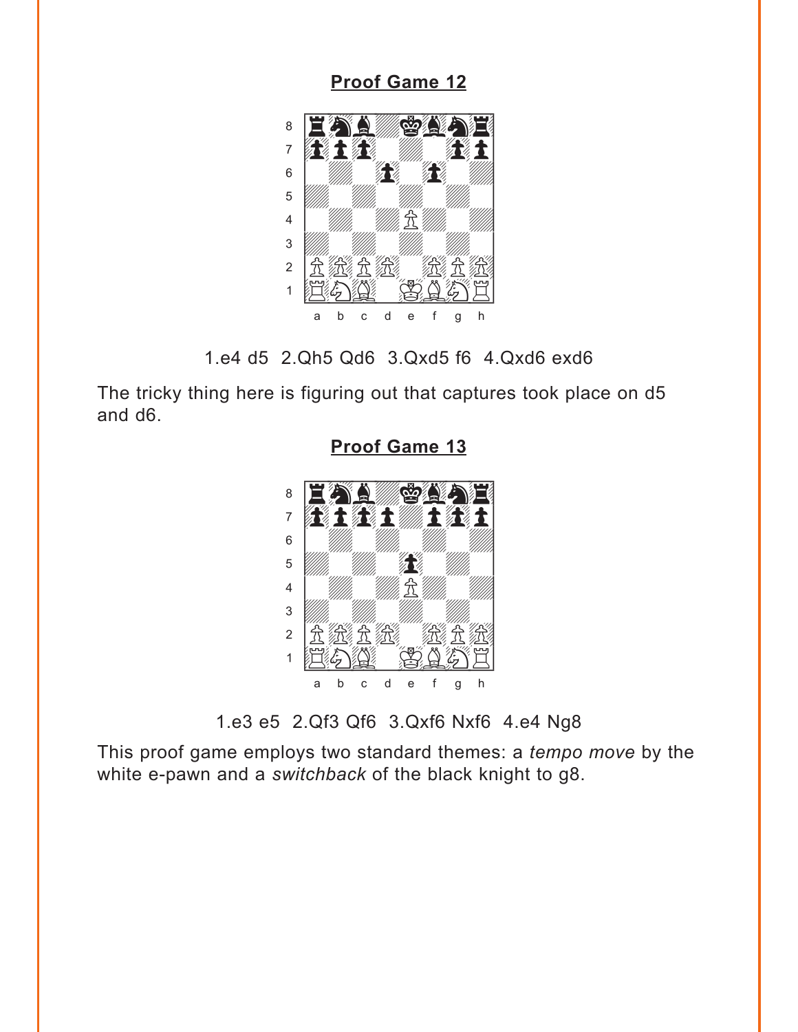## Proof Game 12

1.e4 d5 2.Qh5 Qd6 3.Qxd5 f6 4.Qxd6 exd6

The tricky thing here is figuring out that captures took place on d5 and d6.

## Proof Game 13

1.e3 e5 2.Qf3 Qf6 3.Qxf6 Nxf6 4.e4 Ng8

This proof game employs two standard themes: a *tempo move* by the white e-pawn and a *switchback* of the black knight to g8.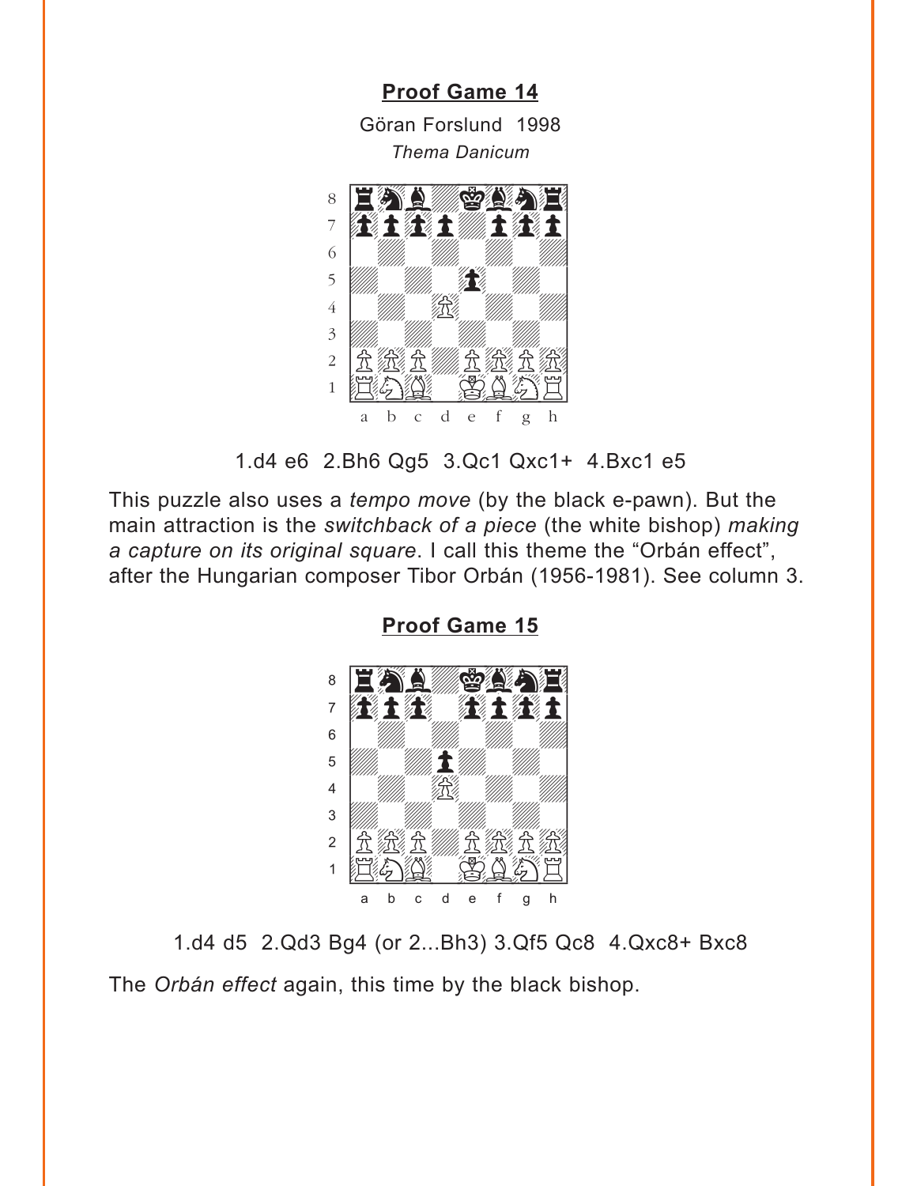**Proof Game 14**

Göran Forslund 1998

*Thema Danicum*

1.d4 e6 2.Bh6 Qg5 3.Qc1 Qxc1+ 4.Bxc1 e5

This puzzle also uses a *tempo move* (by the black e-pawn). But the main attraction is the *switchback of a piece* (the white bishop) *making a capture on its original square*. I call this theme the "Orbán effect", after the Hungarian composer Tibor Orbán (1956-1981). See column 3.

**Proof Game 15**

1.d4 d5 2.Qd3 Bg4 (or 2...Bh3) 3.Qf5 Qc8 4.Qxc8+ Bxc8

The *Orbán effect* again, this time by the black bishop.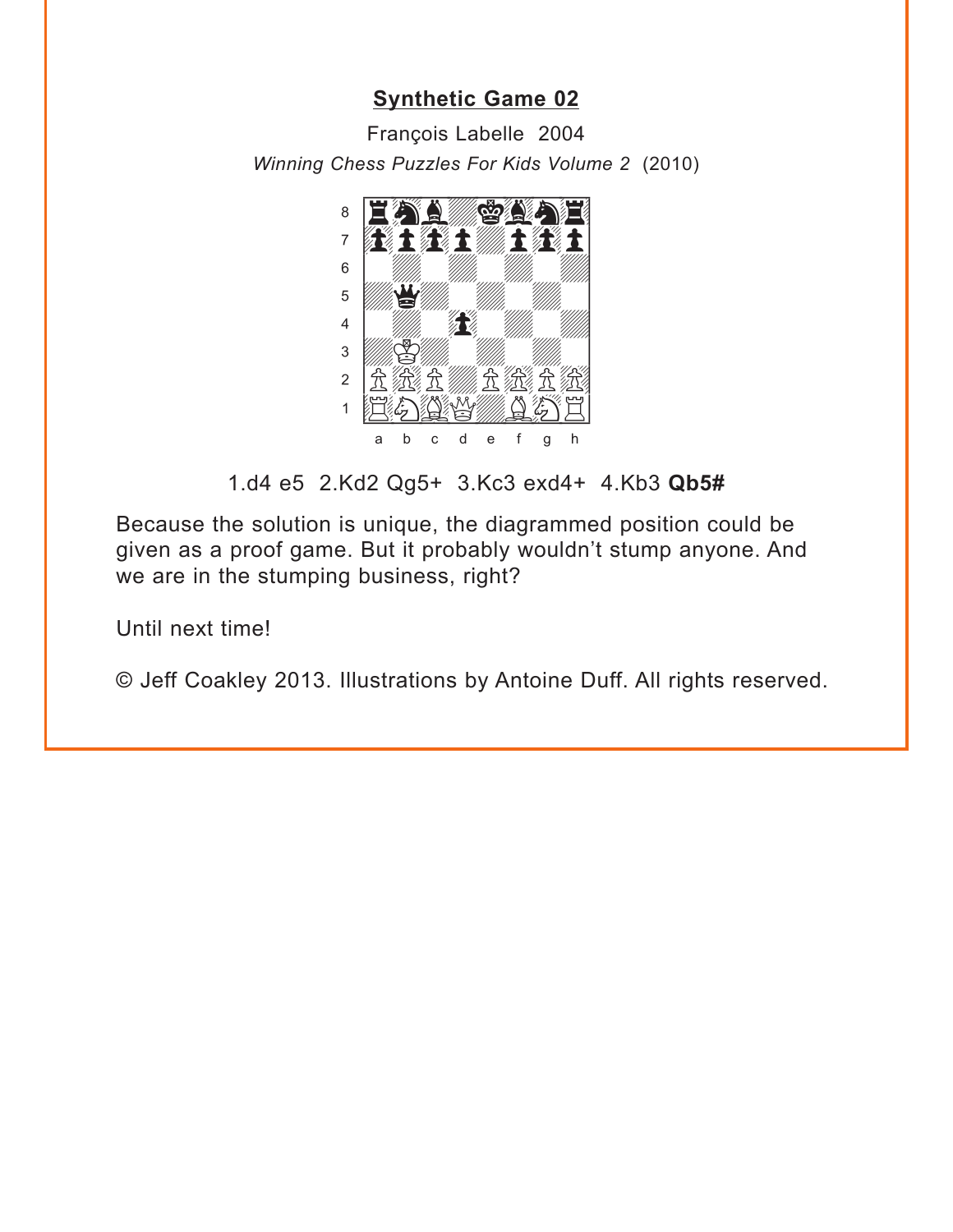## Synthetic Game 02

François Labelle 2004

*Winning Chess Puzzles For Kids Volume 2* (2010)

1.d4 e5 2.Kd2 Qg5+ 3.Kc3 exd4+ 4.Kb3 **Qb5#**

Because the solution is unique, the diagrammed position could be given as a proof game. But it probably wouldn't stump anyone. And we are in the stumping business, right?

Until next time!

© Jeff Coakley 2013. Illustrations by Antoine Duff. All rights reserved.